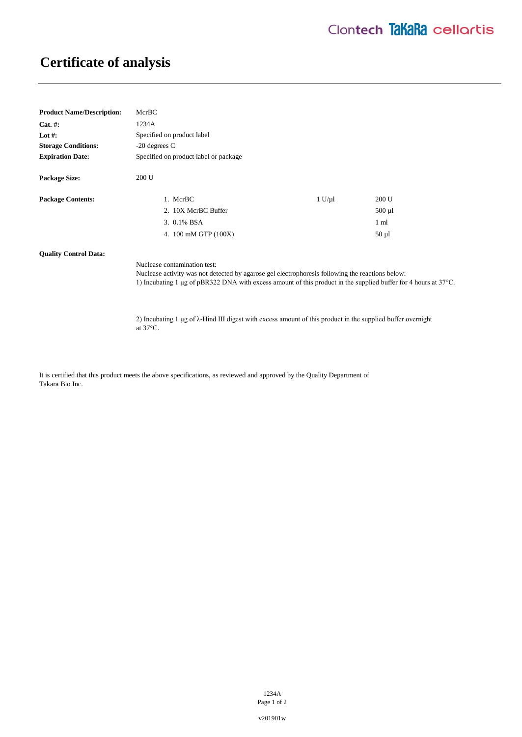# Certificate of analysis

**Product Name/Description:** McrBC

**Cat. #:** 1234A

**Lot #:** Specified on product label

**Storage Conditions:** -20 degrees C

**Expiration Date:** Specified on product label or package

**Package Size:** 200 U

**Package Contents:**

| | | |
|---|---|---|
| 1. McrBC | 1 U/µl | 200 U |
| 2. 10X McrBC Buffer | | 500 µl |
| 3. 0.1% BSA | | 1 ml |
| 4. 100 mM GTP (100X) | | 50 µl |

**Quality Control Data:**

Nuclease contamination test:
Nuclease activity was not detected by agarose gel electrophoresis following the reactions below:
1) Incubating 1 µg of pBR322 DNA with excess amount of this product in the supplied buffer for 4 hours at 37°C.

2) Incubating 1 µg of λ-Hind III digest with excess amount of this product in the supplied buffer overnight at 37°C.

It is certified that this product meets the above specifications, as reviewed and approved by the Quality Department of Takara Bio Inc.

v201901w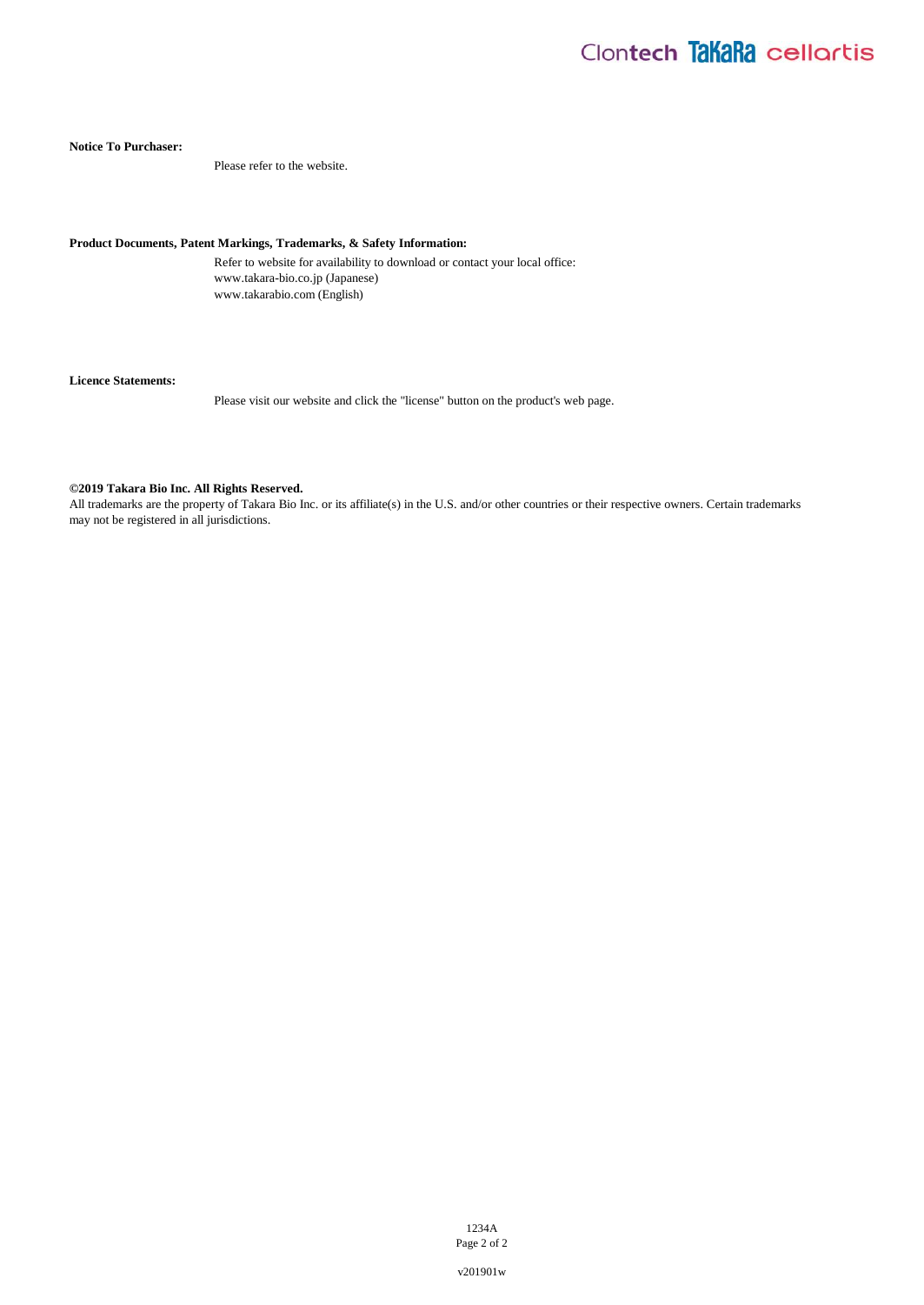**Notice To Purchaser:**

Please refer to the website.

**Product Documents, Patent Markings, Trademarks, & Safety Information:**

Refer to website for availability to download or contact your local office:
www.takara-bio.co.jp (Japanese)
www.takarabio.com (English)

**Licence Statements:**

Please visit our website and click the "license" button on the product's web page.

**©2019 Takara Bio Inc. All Rights Reserved.**
All trademarks are the property of Takara Bio Inc. or its affiliate(s) in the U.S. and/or other countries or their respective owners. Certain trademarks may not be registered in all jurisdictions.

1234A

v201901w